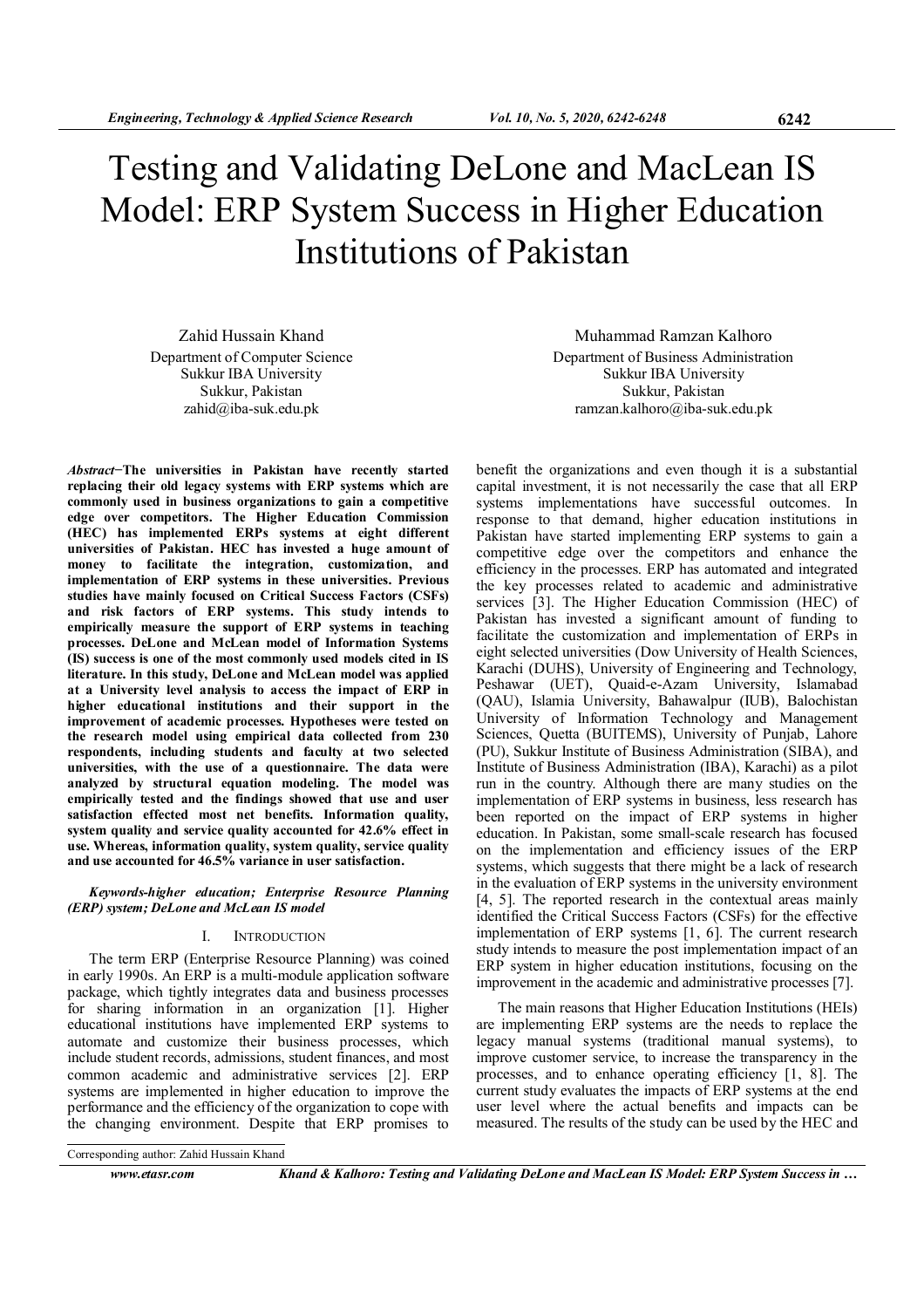# Testing and Validating DeLone and MacLean IS Model: ERP System Success in Higher Education Institutions of Pakistan

Zahid Hussain Khand
Department of Computer Science
Sukkur IBA University
Sukkur, Pakistan
zahid@iba-suk.edu.pk

Muhammad Ramzan Kalhoro
Department of Business Administration
Sukkur IBA University
Sukkur, Pakistan
ramzan.kalhoro@iba-suk.edu.pk

***Abstract*−The universities in Pakistan have recently started replacing their old legacy systems with ERP systems which are commonly used in business organizations to gain a competitive edge over competitors. The Higher Education Commission (HEC) has implemented ERPs systems at eight different universities of Pakistan. HEC has invested a huge amount of money to facilitate the integration, customization, and implementation of ERP systems in these universities. Previous studies have mainly focused on Critical Success Factors (CSFs) and risk factors of ERP systems. This study intends to empirically measure the support of ERP systems in teaching processes. DeLone and McLean model of Information Systems (IS) success is one of the most commonly used models cited in IS literature. In this study, DeLone and McLean model was applied at a University level analysis to access the impact of ERP in higher educational institutions and their support in the improvement of academic processes. Hypotheses were tested on the research model using empirical data collected from 230 respondents, including students and faculty at two selected universities, with the use of a questionnaire. The data were analyzed by structural equation modeling. The model was empirically tested and the findings showed that use and user satisfaction effected most net benefits. Information quality, system quality and service quality accounted for 42.6% effect in use. Whereas, information quality, system quality, service quality and use accounted for 46.5% variance in user satisfaction.**

***Keywords-higher education; Enterprise Resource Planning (ERP) system; DeLone and McLean IS model***

## I. INTRODUCTION

The term ERP (Enterprise Resource Planning) was coined in early 1990s. An ERP is a multi-module application software package, which tightly integrates data and business processes for sharing information in an organization [1]. Higher educational institutions have implemented ERP systems to automate and customize their business processes, which include student records, admissions, student finances, and most common academic and administrative services [2]. ERP systems are implemented in higher education to improve the performance and the efficiency of the organization to cope with the changing environment. Despite that ERP promises to benefit the organizations and even though it is a substantial capital investment, it is not necessarily the case that all ERP systems implementations have successful outcomes. In response to that demand, higher education institutions in Pakistan have started implementing ERP systems to gain a competitive edge over the competitors and enhance the efficiency in the processes. ERP has automated and integrated the key processes related to academic and administrative services [3]. The Higher Education Commission (HEC) of Pakistan has invested a significant amount of funding to facilitate the customization and implementation of ERPs in eight selected universities (Dow University of Health Sciences, Karachi (DUHS), University of Engineering and Technology, Peshawar (UET), Quaid-e-Azam University, Islamabad (QAU), Islamia University, Bahawalpur (IUB), Balochistan University of Information Technology and Management Sciences, Quetta (BUITEMS), University of Punjab, Lahore (PU), Sukkur Institute of Business Administration (SIBA), and Institute of Business Administration (IBA), Karachi) as a pilot run in the country. Although there are many studies on the implementation of ERP systems in business, less research has been reported on the impact of ERP systems in higher education. In Pakistan, some small-scale research has focused on the implementation and efficiency issues of the ERP systems, which suggests that there might be a lack of research in the evaluation of ERP systems in the university environment [4, 5]. The reported research in the contextual areas mainly identified the Critical Success Factors (CSFs) for the effective implementation of ERP systems [1, 6]. The current research study intends to measure the post implementation impact of an ERP system in higher education institutions, focusing on the improvement in the academic and administrative processes [7].

The main reasons that Higher Education Institutions (HEIs) are implementing ERP systems are the needs to replace the legacy manual systems (traditional manual systems), to improve customer service, to increase the transparency in the processes, and to enhance operating efficiency [1, 8]. The current study evaluates the impacts of ERP systems at the end user level where the actual benefits and impacts can be measured. The results of the study can be used by the HEC and

Corresponding author: Zahid Hussain Khand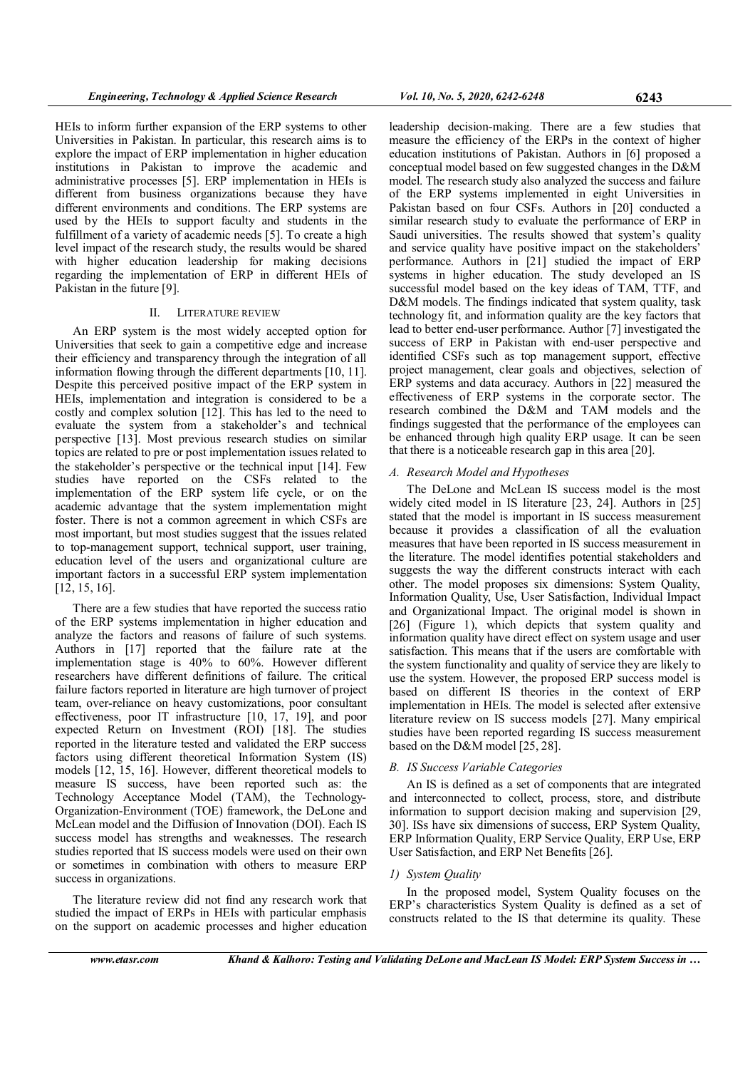HEIs to inform further expansion of the ERP systems to other Universities in Pakistan. In particular, this research aims is to explore the impact of ERP implementation in higher education institutions in Pakistan to improve the academic and administrative processes [5]. ERP implementation in HEIs is different from business organizations because they have different environments and conditions. The ERP systems are used by the HEIs to support faculty and students in the fulfillment of a variety of academic needs [5]. To create a high level impact of the research study, the results would be shared with higher education leadership for making decisions regarding the implementation of ERP in different HEIs of Pakistan in the future [9].

## II. LITERATURE REVIEW

An ERP system is the most widely accepted option for Universities that seek to gain a competitive edge and increase their efficiency and transparency through the integration of all information flowing through the different departments [10, 11]. Despite this perceived positive impact of the ERP system in HEIs, implementation and integration is considered to be a costly and complex solution [12]. This has led to the need to evaluate the system from a stakeholder's and technical perspective [13]. Most previous research studies on similar topics are related to pre or post implementation issues related to the stakeholder's perspective or the technical input [14]. Few studies have reported on the CSFs related to the implementation of the ERP system life cycle, or on the academic advantage that the system implementation might foster. There is not a common agreement in which CSFs are most important, but most studies suggest that the issues related to top-management support, technical support, user training, education level of the users and organizational culture are important factors in a successful ERP system implementation [12, 15, 16].

There are a few studies that have reported the success ratio of the ERP systems implementation in higher education and analyze the factors and reasons of failure of such systems. Authors in [17] reported that the failure rate at the implementation stage is 40% to 60%. However different researchers have different definitions of failure. The critical failure factors reported in literature are high turnover of project team, over-reliance on heavy customizations, poor consultant effectiveness, poor IT infrastructure [10, 17, 19], and poor expected Return on Investment (ROI) [18]. The studies reported in the literature tested and validated the ERP success factors using different theoretical Information System (IS) models [12, 15, 16]. However, different theoretical models to measure IS success, have been reported such as: the Technology Acceptance Model (TAM), the Technology-Organization-Environment (TOE) framework, the DeLone and McLean model and the Diffusion of Innovation (DOI). Each IS success model has strengths and weaknesses. The research studies reported that IS success models were used on their own or sometimes in combination with others to measure ERP success in organizations.

The literature review did not find any research work that studied the impact of ERPs in HEIs with particular emphasis on the support on academic processes and higher education leadership decision-making. There are a few studies that measure the efficiency of the ERPs in the context of higher education institutions of Pakistan. Authors in [6] proposed a conceptual model based on few suggested changes in the D&M model. The research study also analyzed the success and failure of the ERP systems implemented in eight Universities in Pakistan based on four CSFs. Authors in [20] conducted a similar research study to evaluate the performance of ERP in Saudi universities. The results showed that system's quality and service quality have positive impact on the stakeholders' performance. Authors in [21] studied the impact of ERP systems in higher education. The study developed an IS successful model based on the key ideas of TAM, TTF, and D&M models. The findings indicated that system quality, task technology fit, and information quality are the key factors that lead to better end-user performance. Author [7] investigated the success of ERP in Pakistan with end-user perspective and identified CSFs such as top management support, effective project management, clear goals and objectives, selection of ERP systems and data accuracy. Authors in [22] measured the effectiveness of ERP systems in the corporate sector. The research combined the D&M and TAM models and the findings suggested that the performance of the employees can be enhanced through high quality ERP usage. It can be seen that there is a noticeable research gap in this area [20].

### A. Research Model and Hypotheses

The DeLone and McLean IS success model is the most widely cited model in IS literature [23, 24]. Authors in [25] stated that the model is important in IS success measurement because it provides a classification of all the evaluation measures that have been reported in IS success measurement in the literature. The model identifies potential stakeholders and suggests the way the different constructs interact with each other. The model proposes six dimensions: System Quality, Information Quality, Use, User Satisfaction, Individual Impact and Organizational Impact. The original model is shown in [26] (Figure 1), which depicts that system quality and information quality have direct effect on system usage and user satisfaction. This means that if the users are comfortable with the system functionality and quality of service they are likely to use the system. However, the proposed ERP success model is based on different IS theories in the context of ERP implementation in HEIs. The model is selected after extensive literature review on IS success models [27]. Many empirical studies have been reported regarding IS success measurement based on the D&M model [25, 28].

### B. IS Success Variable Categories

An IS is defined as a set of components that are integrated and interconnected to collect, process, store, and distribute information to support decision making and supervision [29, 30]. ISs have six dimensions of success, ERP System Quality, ERP Information Quality, ERP Service Quality, ERP Use, ERP User Satisfaction, and ERP Net Benefits [26].

#### 1) System Quality

In the proposed model, System Quality focuses on the ERP's characteristics System Quality is defined as a set of constructs related to the IS that determine its quality. These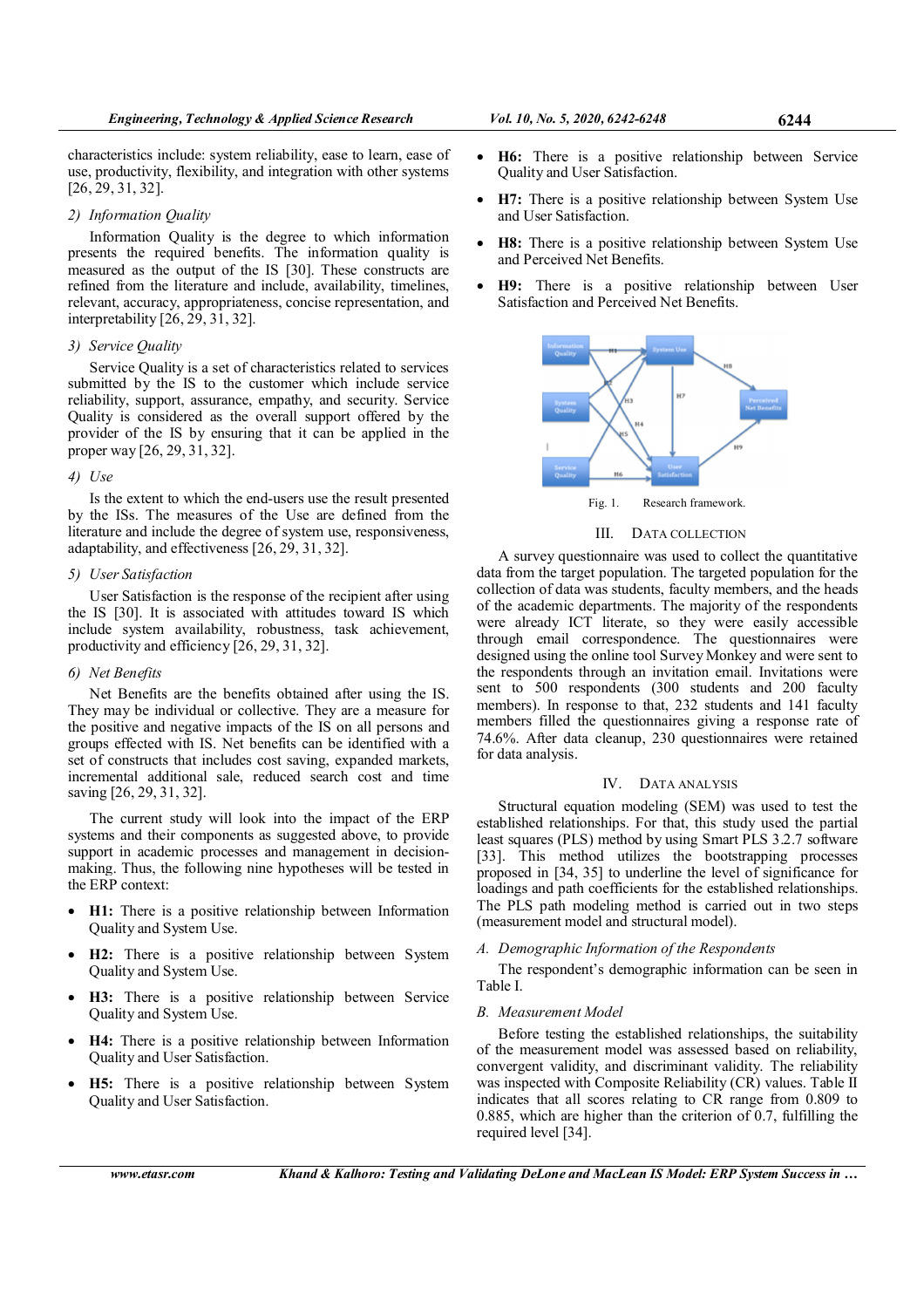characteristics include: system reliability, ease to learn, ease of use, productivity, flexibility, and integration with other systems [26, 29, 31, 32].

#### 2) Information Quality

Information Quality is the degree to which information presents the required benefits. The information quality is measured as the output of the IS [30]. These constructs are refined from the literature and include, availability, timelines, relevant, accuracy, appropriateness, concise representation, and interpretability [26, 29, 31, 32].

#### 3) Service Quality

Service Quality is a set of characteristics related to services submitted by the IS to the customer which include service reliability, support, assurance, empathy, and security. Service Quality is considered as the overall support offered by the provider of the IS by ensuring that it can be applied in the proper way [26, 29, 31, 32].

#### 4) Use

Is the extent to which the end-users use the result presented by the ISs. The measures of the Use are defined from the literature and include the degree of system use, responsiveness, adaptability, and effectiveness [26, 29, 31, 32].

#### 5) User Satisfaction

User Satisfaction is the response of the recipient after using the IS [30]. It is associated with attitudes toward IS which include system availability, robustness, task achievement, productivity and efficiency [26, 29, 31, 32].

#### 6) Net Benefits

Net Benefits are the benefits obtained after using the IS. They may be individual or collective. They are a measure for the positive and negative impacts of the IS on all persons and groups effected with IS. Net benefits can be identified with a set of constructs that includes cost saving, expanded markets, incremental additional sale, reduced search cost and time saving [26, 29, 31, 32].

The current study will look into the impact of the ERP systems and their components as suggested above, to provide support in academic processes and management in decision-making. Thus, the following nine hypotheses will be tested in the ERP context:

- **H1:** There is a positive relationship between Information Quality and System Use.
- **H2:** There is a positive relationship between System Quality and System Use.
- **H3:** There is a positive relationship between Service Quality and System Use.
- **H4:** There is a positive relationship between Information Quality and User Satisfaction.
- **H5:** There is a positive relationship between System Quality and User Satisfaction.
- **H6:** There is a positive relationship between Service Quality and User Satisfaction.
- **H7:** There is a positive relationship between System Use and User Satisfaction.
- **H8:** There is a positive relationship between System Use and Perceived Net Benefits.
- **H9:** There is a positive relationship between User Satisfaction and Perceived Net Benefits.

Fig. 1. Research framework.

## III. DATA COLLECTION

A survey questionnaire was used to collect the quantitative data from the target population. The targeted population for the collection of data was students, faculty members, and the heads of the academic departments. The majority of the respondents were already ICT literate, so they were easily accessible through email correspondence. The questionnaires were designed using the online tool Survey Monkey and were sent to the respondents through an invitation email. Invitations were sent to 500 respondents (300 students and 200 faculty members). In response to that, 232 students and 141 faculty members filled the questionnaires giving a response rate of 74.6%. After data cleanup, 230 questionnaires were retained for data analysis.

## IV. DATA ANALYSIS

Structural equation modeling (SEM) was used to test the established relationships. For that, this study used the partial least squares (PLS) method by using Smart PLS 3.2.7 software [33]. This method utilizes the bootstrapping processes proposed in [34, 35] to underline the level of significance for loadings and path coefficients for the established relationships. The PLS path modeling method is carried out in two steps (measurement model and structural model).

### A. Demographic Information of the Respondents

The respondent's demographic information can be seen in Table I.

### B. Measurement Model

Before testing the established relationships, the suitability of the measurement model was assessed based on reliability, convergent validity, and discriminant validity. The reliability was inspected with Composite Reliability (CR) values. Table II indicates that all scores relating to CR range from 0.809 to 0.885, which are higher than the criterion of 0.7, fulfilling the required level [34].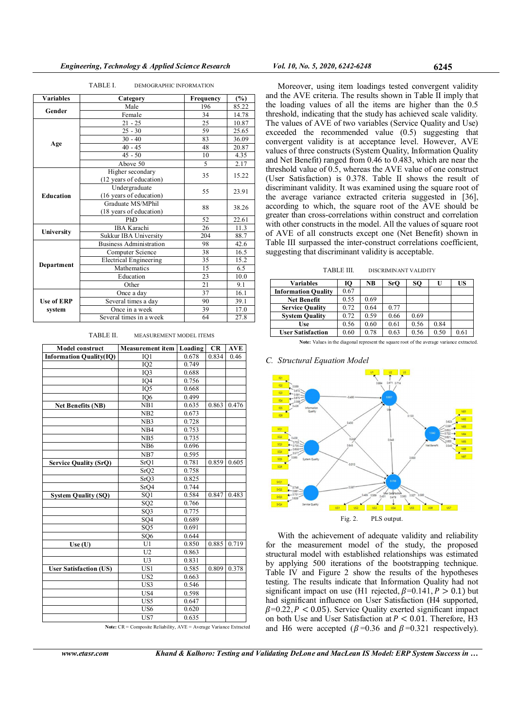TABLE I. DEMOGRAPHIC INFORMATION

| Variables | Category | Frequency | (%) |
|---|---|---|---|
| Gender | Male | 196 | 85.22 |
| | Female | 34 | 14.78 |
| Age | 21 - 25 | 25 | 10.87 |
| | 25 - 30 | 59 | 25.65 |
| | 30 - 40 | 83 | 36.09 |
| | 40 - 45 | 48 | 20.87 |
| | 45 - 50 | 10 | 4.35 |
| | Above 50 | 5 | 2.17 |
| Education | Higher secondary (12 years of education) | 35 | 15.22 |
| | Undergraduate (16 years of education) | 55 | 23.91 |
| | Graduate MS/MPhil (18 years of education) | 88 | 38.26 |
| | PhD | 52 | 22.61 |
| University | IBA Karachi | 26 | 11.3 |
| | Sukkur IBA University | 204 | 88.7 |
| Department | Business Administration | 98 | 42.6 |
| | Computer Science | 38 | 16.5 |
| | Electrical Engineering | 35 | 15.2 |
| | Mathematics | 15 | 6.5 |
| | Education | 23 | 10.0 |
| | Other | 21 | 9.1 |
| Use of ERP system | Once a day | 37 | 16.1 |
| | Several times a day | 90 | 39.1 |
| | Once in a week | 39 | 17.0 |
| | Several times in a week | 64 | 27.8 |

TABLE II. MEASUREMENT MODEL ITEMS

| Model construct | Measurement item | Loading | CR | AVE |
|---|---|---|---|---|
| Information Quality(IQ) | IQ1 | 0.678 | 0.834 | 0.46 |
| | IQ2 | 0.749 | | |
| | IQ3 | 0.688 | | |
| | IQ4 | 0.756 | | |
| | IQ5 | 0.668 | | |
| | IQ6 | 0.499 | | |
| Net Benefits (NB) | NB1 | 0.635 | 0.863 | 0.476 |
| | NB2 | 0.673 | | |
| | NB3 | 0.728 | | |
| | NB4 | 0.753 | | |
| | NB5 | 0.735 | | |
| | NB6 | 0.696 | | |
| | NB7 | 0.595 | | |
| Service Quality (SrQ) | SrQ1 | 0.781 | 0.859 | 0.605 |
| | SrQ2 | 0.758 | | |
| | SrQ3 | 0.825 | | |
| | SrQ4 | 0.744 | | |
| System Quality (SQ) | SQ1 | 0.584 | 0.847 | 0.483 |
| | SQ2 | 0.766 | | |
| | SQ3 | 0.775 | | |
| | SQ4 | 0.689 | | |
| | SQ5 | 0.691 | | |
| | SQ6 | 0.644 | | |
| Use (U) | U1 | 0.850 | 0.885 | 0.719 |
| | U2 | 0.863 | | |
| | U3 | 0.831 | | |
| User Satisfaction (US) | US1 | 0.585 | 0.809 | 0.378 |
| | US2 | 0.663 | | |
| | US3 | 0.546 | | |
| | US4 | 0.598 | | |
| | US5 | 0.647 | | |
| | US6 | 0.620 | | |
| | US7 | 0.635 | | |

Note: CR = Composite Reliability, AVE = Average Variance Extracted

Moreover, using item loadings tested convergent validity and the AVE criteria. The results shown in Table II imply that the loading values of all the items are higher than the 0.5 threshold, indicating that the study has achieved scale validity. The values of AVE of two variables (Service Quality and Use) exceeded the recommended value (0.5) suggesting that convergent validity is at acceptance level. However, AVE values of three constructs (System Quality, Information Quality and Net Benefit) ranged from 0.46 to 0.483, which are near the threshold value of 0.5, whereas the AVE value of one construct (User Satisfaction) is 0.378. Table II shows the result of discriminant validity. It was examined using the square root of the average variance extracted criteria suggested in [36], according to which, the square root of the AVE should be greater than cross-correlations within construct and correlation with other constructs in the model. All the values of square root of AVE of all constructs except one (Net Benefit) shown in Table III surpassed the inter-construct correlations coefficient, suggesting that discriminant validity is acceptable.

TABLE III. DISCRIMINANT VALIDITY

| Variables | IQ | NB | SrQ | SQ | U | US |
|---|---|---|---|---|---|---|
| Information Quality | 0.67 | | | | | |
| Net Benefit | 0.55 | 0.69 | | | | |
| Service Quality | 0.72 | 0.64 | 0.77 | | | |
| System Quality | 0.72 | 0.59 | 0.66 | 0.69 | | |
| Use | 0.56 | 0.60 | 0.61 | 0.56 | 0.84 | |
| User Satisfaction | 0.60 | 0.78 | 0.63 | 0.56 | 0.50 | 0.61 |

Note: Values in the diagonal represent the square root of the average variance extracted.

### C. Structural Equation Model

Fig. 2. PLS output.

With the achievement of adequate validity and reliability for the measurement model of the study, the proposed structural model with established relationships was estimated by applying 500 iterations of the bootstrapping technique. Table IV and Figure 2 show the results of the hypotheses testing. The results indicate that Information Quality had not significant impact on use (H1 rejected, $\beta$=0.141, $P > 0.1$) but had significant influence on User Satisfaction (H4 supported, $\beta$=0.22, $P < 0.05$). Service Quality exerted significant impact on both Use and User Satisfaction at $P < 0.01$. Therefore, H3 and H6 were accepted ($\beta$=0.36 and $\beta$=0.321 respectively).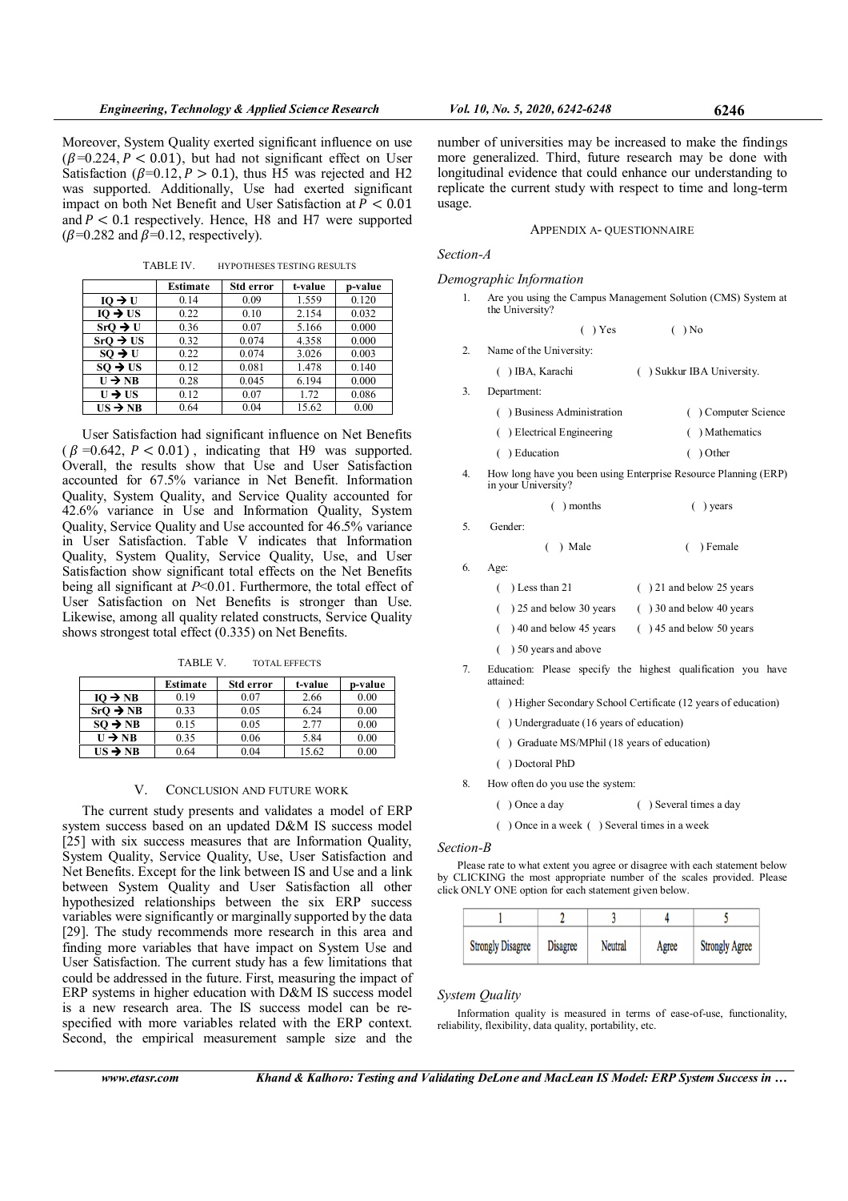Moreover, System Quality exerted significant influence on use ($\beta$=0.224, $P < 0.01$), but had not significant effect on User Satisfaction ($\beta$=0.12, $P > 0.1$), thus H5 was rejected and H2 was supported. Additionally, Use had exerted significant impact on both Net Benefit and User Satisfaction at $P < 0.01$ and $P < 0.1$ respectively. Hence, H8 and H7 were supported ($\beta$=0.282 and $\beta$=0.12, respectively).

TABLE IV. HYPOTHESES TESTING RESULTS

| | Estimate | Std error | t-value | p-value |
|---|---|---|---|---|
| IQ → U | 0.14 | 0.09 | 1.559 | 0.120 |
| IQ → US | 0.22 | 0.10 | 2.154 | 0.032 |
| SrQ → U | 0.36 | 0.07 | 5.166 | 0.000 |
| SrQ → US | 0.32 | 0.074 | 4.358 | 0.000 |
| SQ → U | 0.22 | 0.074 | 3.026 | 0.003 |
| SQ → US | 0.12 | 0.081 | 1.478 | 0.140 |
| U → NB | 0.28 | 0.045 | 6.194 | 0.000 |
| U → US | 0.12 | 0.07 | 1.72 | 0.086 |
| US → NB | 0.64 | 0.04 | 15.62 | 0.00 |

User Satisfaction had significant influence on Net Benefits ($\beta$ =0.642, $P < 0.01$), indicating that H9 was supported. Overall, the results show that Use and User Satisfaction accounted for 67.5% variance in Net Benefit. Information Quality, System Quality, and Service Quality accounted for 42.6% variance in Use and Information Quality, System Quality, Service Quality and Use accounted for 46.5% variance in User Satisfaction. Table V indicates that Information Quality, System Quality, Service Quality, Use, and User Satisfaction show significant total effects on the Net Benefits being all significant at $P$<0.01. Furthermore, the total effect of User Satisfaction on Net Benefits is stronger than Use. Likewise, among all quality related constructs, Service Quality shows strongest total effect (0.335) on Net Benefits.

TABLE V. TOTAL EFFECTS

| | Estimate | Std error | t-value | p-value |
|---|---|---|---|---|
| IQ → NB | 0.19 | 0.07 | 2.66 | 0.00 |
| SrQ → NB | 0.33 | 0.05 | 6.24 | 0.00 |
| SQ → NB | 0.15 | 0.05 | 2.77 | 0.00 |
| U → NB | 0.35 | 0.06 | 5.84 | 0.00 |
| US → NB | 0.64 | 0.04 | 15.62 | 0.00 |

## V. CONCLUSION AND FUTURE WORK

The current study presents and validates a model of ERP system success based on an updated D&M IS success model [25] with six success measures that are Information Quality, System Quality, Service Quality, Use, User Satisfaction and Net Benefits. Except for the link between IS and Use and a link between System Quality and User Satisfaction all other hypothesized relationships between the six ERP success variables were significantly or marginally supported by the data [29]. The study recommends more research in this area and finding more variables that have impact on System Use and User Satisfaction. The current study has a few limitations that could be addressed in the future. First, measuring the impact of ERP systems in higher education with D&M IS success model is a new research area. The IS success model can be re-specified with more variables related with the ERP context. Second, the empirical measurement sample size and the number of universities may be increased to make the findings more generalized. Third, future research may be done with longitudinal evidence that could enhance our understanding to replicate the current study with respect to time and long-term usage.

## APPENDIX A- QUESTIONNAIRE

*Section-A*

*Demographic Information*

1. Are you using the Campus Management Solution (CMS) System at the University?

   ( ) Yes ( ) No

2. Name of the University:

   ( ) IBA, Karachi ( ) Sukkur IBA University.

3. Department:

   ( ) Business Administration ( ) Computer Science
   ( ) Electrical Engineering ( ) Mathematics
   ( ) Education ( ) Other

4. How long have you been using Enterprise Resource Planning (ERP) in your University?

   ( ) months ( ) years

5. Gender:

   ( ) Male ( ) Female

6. Age:

   ( ) Less than 21 ( ) 21 and below 25 years
   ( ) 25 and below 30 years ( ) 30 and below 40 years
   ( ) 40 and below 45 years ( ) 45 and below 50 years
   ( ) 50 years and above

7. Education: Please specify the highest qualification you have attained:

   ( ) Higher Secondary School Certificate (12 years of education)
   ( ) Undergraduate (16 years of education)
   ( ) Graduate MS/MPhil (18 years of education)
   ( ) Doctoral PhD

8. How often do you use the system:

   ( ) Once a day ( ) Several times a day
   ( ) Once in a week ( ) Several times in a week

*Section-B*

Please rate to what extent you agree or disagree with each statement below by CLICKING the most appropriate number of the scales provided. Please click ONLY ONE option for each statement given below.

| 1 | 2 | 3 | 4 | 5 |
|---|---|---|---|---|
| Strongly Disagree | Disagree | Neutral | Agree | Strongly Agree |

*System Quality*

Information quality is measured in terms of ease-of-use, functionality, reliability, flexibility, data quality, portability, etc.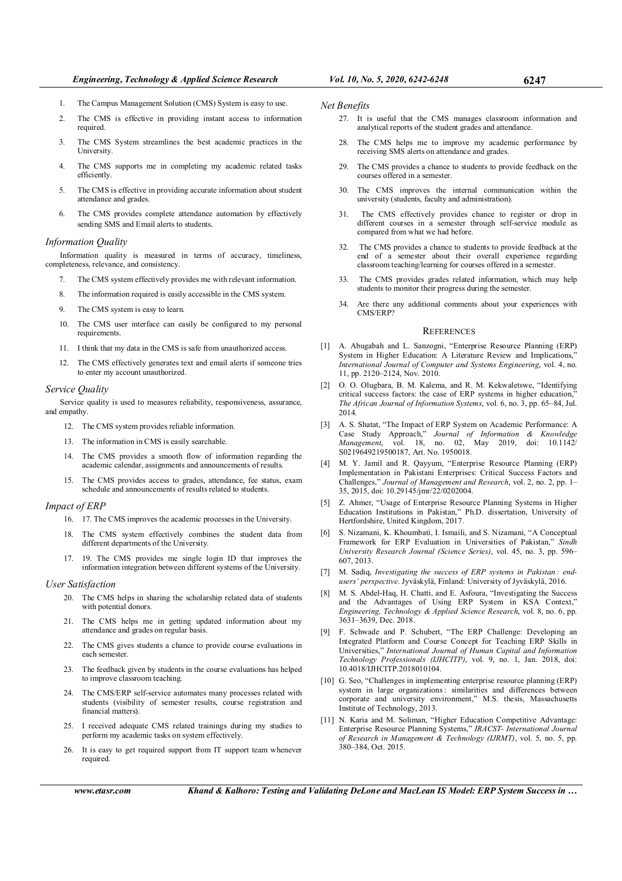1. The Campus Management Solution (CMS) System is easy to use.
2. The CMS is effective in providing instant access to information required.
3. The CMS System streamlines the best academic practices in the University.
4. The CMS supports me in completing my academic related tasks efficiently.
5. The CMS is effective in providing accurate information about student attendance and grades.
6. The CMS provides complete attendance automation by effectively sending SMS and Email alerts to students.

### *Information Quality*

Information quality is measured in terms of accuracy, timeliness, completeness, relevance, and consistency.

7. The CMS system effectively provides me with relevant information.
8. The information required is easily accessible in the CMS system.
9. The CMS system is easy to learn.
10. The CMS user interface can easily be configured to my personal requirements.
11. I think that my data in the CMS is safe from unauthorized access.
12. The CMS effectively generates text and email alerts if someone tries to enter my account unauthorized.

### *Service Quality*

Service quality is used to measures reliability, responsiveness, assurance, and empathy.

12. The CMS system provides reliable information.
13. The information in CMS is easily searchable.
14. The CMS provides a smooth flow of information regarding the academic calendar, assignments and announcements of results.
15. The CMS provides access to grades, attendance, fee status, exam schedule and announcements of results related to students.

### *Impact of ERP*

16. 17. The CMS improves the academic processes in the University.
18. The CMS system effectively combines the student data from different departments of the University.
17. 19. The CMS provides me single login ID that improves the information integration between different systems of the University.

### *User Satisfaction*

20. The CMS helps in sharing the scholarship related data of students with potential donors.
21. The CMS helps me in getting updated information about my attendance and grades on regular basis.
22. The CMS gives students a chance to provide course evaluations in each semester.
23. The feedback given by students in the course evaluations has helped to improve classroom teaching.
24. The CMS/ERP self-service automates many processes related with students (visibility of semester results, course registration and financial matters).
25. I received adequate CMS related trainings during my studies to perform my academic tasks on system effectively.
26. It is easy to get required support from IT support team whenever required.

### *Net Benefits*

27. It is useful that the CMS manages classroom information and analytical reports of the student grades and attendance.
28. The CMS helps me to improve my academic performance by receiving SMS alerts on attendance and grades.
29. The CMS provides a chance to students to provide feedback on the courses offered in a semester.
30. The CMS improves the internal communication within the university (students, faculty and administration).
31. The CMS effectively provides chance to register or drop in different courses in a semester through self-service module as compared from what we had before.
32. The CMS provides a chance to students to provide feedback at the end of a semester about their overall experience regarding classroom teaching/learning for courses offered in a semester.
33. The CMS provides grades related information, which may help students to monitor their progress during the semester.
34. Are there any additional comments about your experiences with CMS/ERP?

## REFERENCES

[1] A. Abugabah and L. Sanzogni, "Enterprise Resource Planning (ERP) System in Higher Education: A Literature Review and Implications," *International Journal of Computer and Systems Engineering*, vol. 4, no. 11, pp. 2120–2124, Nov. 2010.

[2] O. O. Olugbara, B. M. Kalema, and R. M. Kekwaletswe, "Identifying critical success factors: the case of ERP systems in higher education," *The African Journal of Information Systems*, vol. 6, no. 3, pp. 65–84, Jul. 2014.

[3] A. S. Shatat, "The Impact of ERP System on Academic Performance: A Case Study Approach," *Journal of Information & Knowledge Management*, vol. 18, no. 02, May 2019, doi: 10.1142/S0219649219500187, Art. No. 1950018.

[4] M. Y. Jamil and R. Qayyum, "Enterprise Resource Planning (ERP) Implementation in Pakistani Enterprises: Critical Success Factors and Challenges," *Journal of Management and Research*, vol. 2, no. 2, pp. 1–35, 2015, doi: 10.29145/jmr/22/0202004.

[5] Z. Ahmer, "Usage of Enterprise Resource Planning Systems in Higher Education Institutions in Pakistan," Ph.D. dissertation, University of Hertfordshire, United Kingdom, 2017.

[6] S. Nizamani, K. Khoumbati, I. Ismaili, and S. Nizamani, "A Conceptual Framework for ERP Evaluation in Universities of Pakistan," *Sindh University Research Journal (Science Series)*, vol. 45, no. 3, pp. 596–607, 2013.

[7] M. Sadiq, *Investigating the success of ERP systems in Pakistan : end-users' perspective*. Jyväskylä, Finland: University of Jyväskylä, 2016.

[8] M. S. Abdel-Haq, H. Chatti, and E. Asfoura, "Investigating the Success and the Advantages of Using ERP System in KSA Context," *Engineering, Technology & Applied Science Research*, vol. 8, no. 6, pp. 3631–3639, Dec. 2018.

[9] F. Schwade and P. Schubert, "The ERP Challenge: Developing an Integrated Platform and Course Concept for Teaching ERP Skills in Universities," *International Journal of Human Capital and Information Technology Professionals (IJHCITP)*, vol. 9, no. 1, Jan. 2018, doi: 10.4018/IJHCITP.2018010104.

[10] G. Seo, "Challenges in implementing enterprise resource planning (ERP) system in large organizations : similarities and differences between corporate and university environment," M.S. thesis, Massachusetts Institute of Technology, 2013.

[11] N. Karia and M. Soliman, "Higher Education Competitive Advantage: Enterprise Resource Planning Systems," *IRACST- International Journal of Research in Management & Technology (IJRMT)*, vol. 5, no. 5, pp. 380–384, Oct. 2015.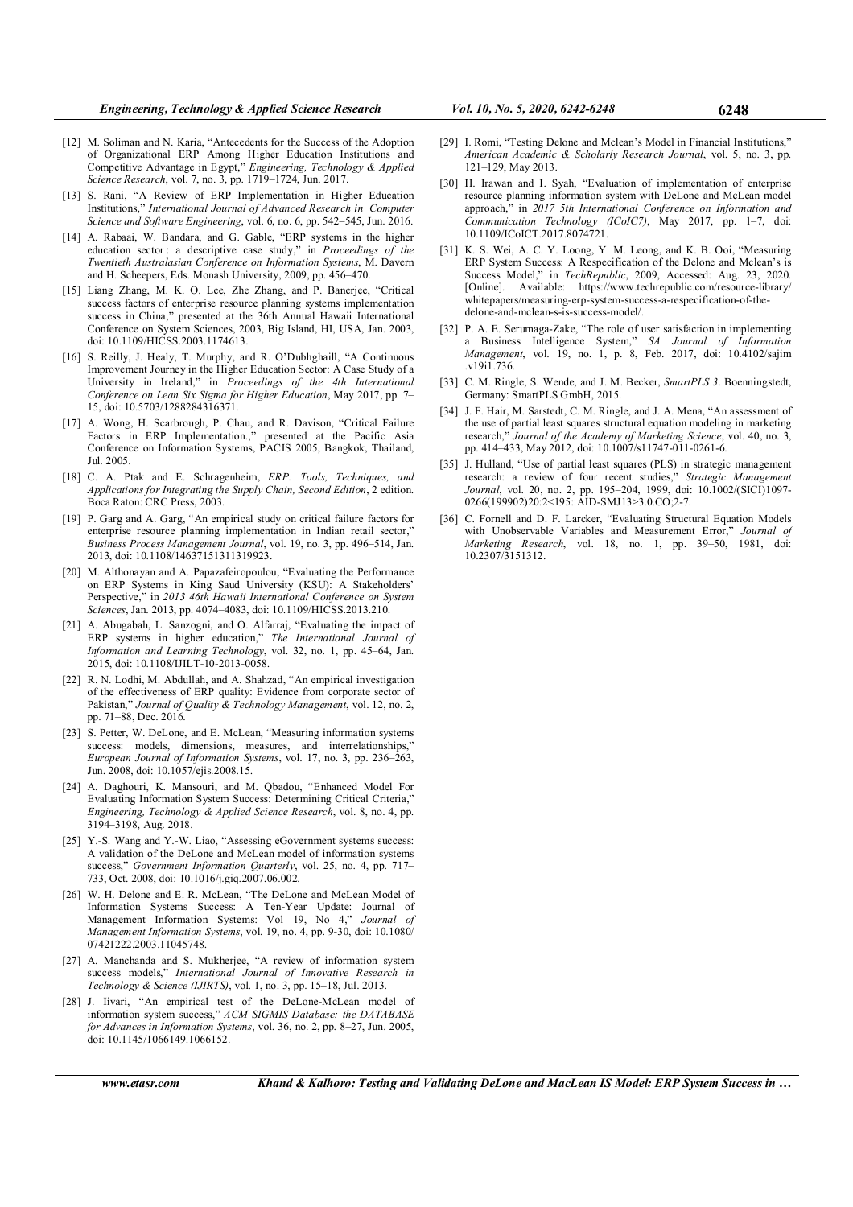[12] M. Soliman and N. Karia, "Antecedents for the Success of the Adoption of Organizational ERP Among Higher Education Institutions and Competitive Advantage in Egypt," *Engineering, Technology & Applied Science Research*, vol. 7, no. 3, pp. 1719–1724, Jun. 2017.

[13] S. Rani, "A Review of ERP Implementation in Higher Education Institutions," *International Journal of Advanced Research in Computer Science and Software Engineering*, vol. 6, no. 6, pp. 542–545, Jun. 2016.

[14] A. Rabaai, W. Bandara, and G. Gable, "ERP systems in the higher education sector : a descriptive case study," in *Proceedings of the Twentieth Australasian Conference on Information Systems*, M. Davern and H. Scheepers, Eds. Monash University, 2009, pp. 456–470.

[15] Liang Zhang, M. K. O. Lee, Zhe Zhang, and P. Banerjee, "Critical success factors of enterprise resource planning systems implementation success in China," presented at the 36th Annual Hawaii International Conference on System Sciences, 2003, Big Island, HI, USA, Jan. 2003, doi: 10.1109/HICSS.2003.1174613.

[16] S. Reilly, J. Healy, T. Murphy, and R. O'Dubhghaill, "A Continuous Improvement Journey in the Higher Education Sector: A Case Study of a University in Ireland," in *Proceedings of the 4th International Conference on Lean Six Sigma for Higher Education*, May 2017, pp. 7–15, doi: 10.5703/1288284316371.

[17] A. Wong, H. Scarbrough, P. Chau, and R. Davison, "Critical Failure Factors in ERP Implementation.," presented at the Pacific Asia Conference on Information Systems, PACIS 2005, Bangkok, Thailand, Jul. 2005.

[18] C. A. Ptak and E. Schragenheim, *ERP: Tools, Techniques, and Applications for Integrating the Supply Chain, Second Edition*, 2 edition. Boca Raton: CRC Press, 2003.

[19] P. Garg and A. Garg, "An empirical study on critical failure factors for enterprise resource planning implementation in Indian retail sector," *Business Process Management Journal*, vol. 19, no. 3, pp. 496–514, Jan. 2013, doi: 10.1108/14637151311319923.

[20] M. Althonayan and A. Papazafeiropoulou, "Evaluating the Performance on ERP Systems in King Saud University (KSU): A Stakeholders' Perspective," in *2013 46th Hawaii International Conference on System Sciences*, Jan. 2013, pp. 4074–4083, doi: 10.1109/HICSS.2013.210.

[21] A. Abugabah, L. Sanzogni, and O. Alfarraj, "Evaluating the impact of ERP systems in higher education," *The International Journal of Information and Learning Technology*, vol. 32, no. 1, pp. 45–64, Jan. 2015, doi: 10.1108/IJILT-10-2013-0058.

[22] R. N. Lodhi, M. Abdullah, and A. Shahzad, "An empirical investigation of the effectiveness of ERP quality: Evidence from corporate sector of Pakistan," *Journal of Quality & Technology Management*, vol. 12, no. 2, pp. 71–88, Dec. 2016.

[23] S. Petter, W. DeLone, and E. McLean, "Measuring information systems success: models, dimensions, measures, and interrelationships," *European Journal of Information Systems*, vol. 17, no. 3, pp. 236–263, Jun. 2008, doi: 10.1057/ejis.2008.15.

[24] A. Daghouri, K. Mansouri, and M. Qbadou, "Enhanced Model For Evaluating Information System Success: Determining Critical Criteria," *Engineering, Technology & Applied Science Research*, vol. 8, no. 4, pp. 3194–3198, Aug. 2018.

[25] Y.-S. Wang and Y.-W. Liao, "Assessing eGovernment systems success: A validation of the DeLone and McLean model of information systems success," *Government Information Quarterly*, vol. 25, no. 4, pp. 717–733, Oct. 2008, doi: 10.1016/j.giq.2007.06.002.

[26] W. H. Delone and E. R. McLean, "The DeLone and McLean Model of Information Systems Success: A Ten-Year Update: Journal of Management Information Systems: Vol 19, No 4," *Journal of Management Information Systems*, vol. 19, no. 4, pp. 9-30, doi: 10.1080/07421222.2003.11045748.

[27] A. Manchanda and S. Mukherjee, "A review of information system success models," *International Journal of Innovative Research in Technology & Science (IJIRTS)*, vol. 1, no. 3, pp. 15–18, Jul. 2013.

[28] J. Iivari, "An empirical test of the DeLone-McLean model of information system success," *ACM SIGMIS Database: the DATABASE for Advances in Information Systems*, vol. 36, no. 2, pp. 8–27, Jun. 2005, doi: 10.1145/1066149.1066152.

[29] I. Romi, "Testing Delone and Mclean's Model in Financial Institutions," *American Academic & Scholarly Research Journal*, vol. 5, no. 3, pp. 121–129, May 2013.

[30] H. Irawan and I. Syah, "Evaluation of implementation of enterprise resource planning information system with DeLone and McLean model approach," in *2017 5th International Conference on Information and Communication Technology (ICoIC7)*, May 2017, pp. 1–7, doi: 10.1109/ICoICT.2017.8074721.

[31] K. S. Wei, A. C. Y. Loong, Y. M. Leong, and K. B. Ooi, "Measuring ERP System Success: A Respecification of the Delone and Mclean's is Success Model," in *TechRepublic*, 2009, Accessed: Aug. 23, 2020. [Online]. Available: https://www.techrepublic.com/resource-library/whitepapers/measuring-erp-system-success-a-respecification-of-the-delone-and-mclean-s-is-success-model/.

[32] P. A. E. Serumaga-Zake, "The role of user satisfaction in implementing a Business Intelligence System," *SA Journal of Information Management*, vol. 19, no. 1, p. 8, Feb. 2017, doi: 10.4102/sajim.v19i1.736.

[33] C. M. Ringle, S. Wende, and J. M. Becker, *SmartPLS 3*. Boenningstedt, Germany: SmartPLS GmbH, 2015.

[34] J. F. Hair, M. Sarstedt, C. M. Ringle, and J. A. Mena, "An assessment of the use of partial least squares structural equation modeling in marketing research," *Journal of the Academy of Marketing Science*, vol. 40, no. 3, pp. 414–433, May 2012, doi: 10.1007/s11747-011-0261-6.

[35] J. Hulland, "Use of partial least squares (PLS) in strategic management research: a review of four recent studies," *Strategic Management Journal*, vol. 20, no. 2, pp. 195–204, 1999, doi: 10.1002/(SICI)1097-0266(199902)20:2<195::AID-SMJ13>3.0.CO;2-7.

[36] C. Fornell and D. F. Larcker, "Evaluating Structural Equation Models with Unobservable Variables and Measurement Error," *Journal of Marketing Research*, vol. 18, no. 1, pp. 39–50, 1981, doi: 10.2307/3151312.